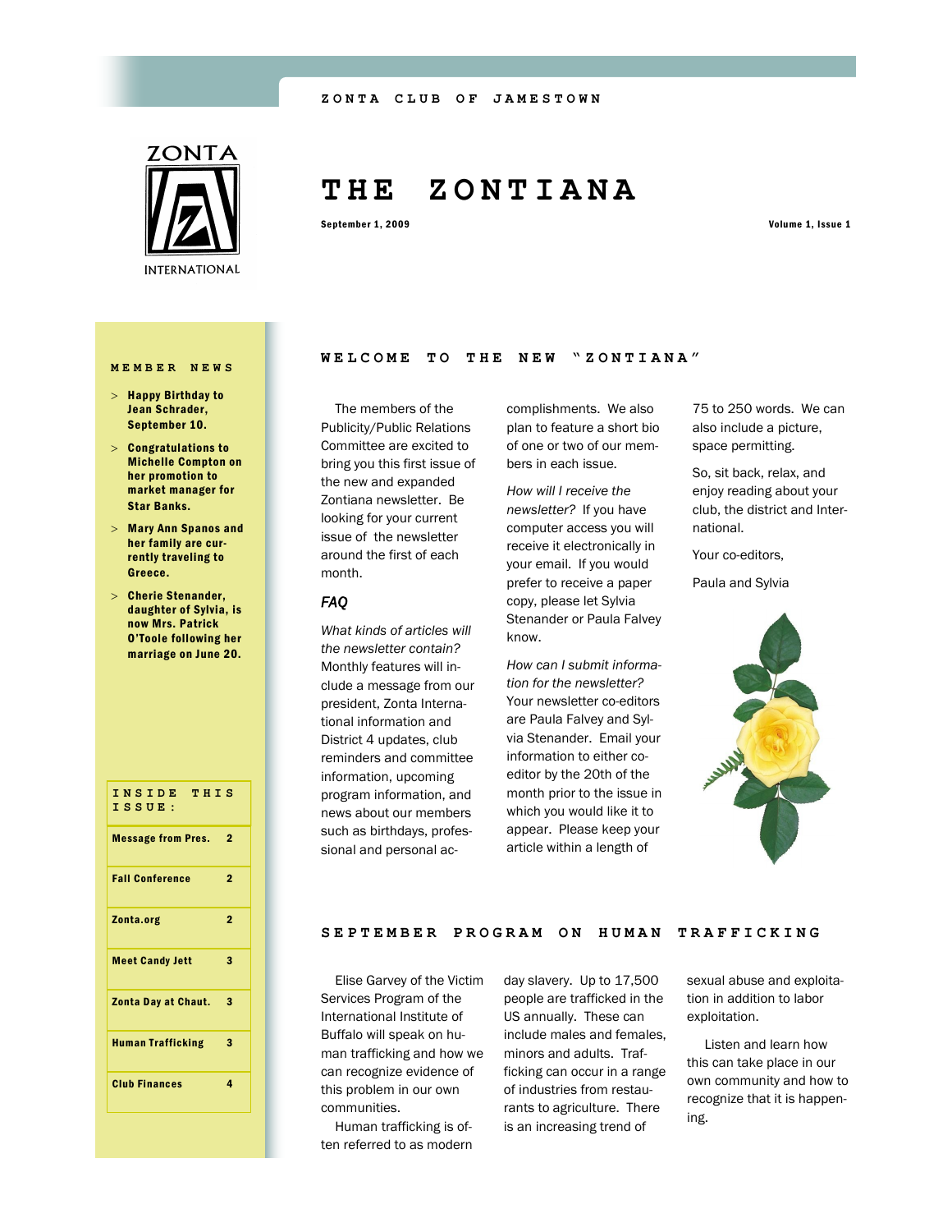ZONTA CLUB OF JAMESTOWN

# THE ZONTIANA

September 1, 2009

## MEMBER NEWS

- **Happy Birthday to Jean Schrader, September 10.**
- **Congratulations to Michelle Compton on her promotion to market manager for Star Banks.**
- **Mary Ann Spanos and her family are currently traveling to Greece.**
- **Cherie Stenander, daughter of Sylvia, is now Mrs. Patrick O'Toole following her marriage on June 20.**

### INSIDE THIS ISSUE:

| | |
|---|---|
| Message from Pres. | 2 |
| Fall Conference | 2 |
| Zonta.org | 2 |
| Meet Candy Jett | 3 |
| Zonta Day at Chaut. | 3 |
| Human Trafficking | 3 |
| Club Finances | 4 |

## WELCOME TO THE NEW "ZONTIANA"

The members of the Publicity/Public Relations Committee are excited to bring you this first issue of the new and expanded Zontiana newsletter. Be looking for your current issue of the newsletter around the first of each month.

### *FAQ*

*What kinds of articles will the newsletter contain?* Monthly features will include a message from our president, Zonta International information and District 4 updates, club reminders and committee information, upcoming program information, and news about our members such as birthdays, professional and personal accomplishments. We also plan to feature a short bio of one or two of our members in each issue.

*How will I receive the newsletter?* If you have computer access you will receive it electronically in your email. If you would prefer to receive a paper copy, please let Sylvia Stenander or Paula Falvey know.

*How can I submit information for the newsletter?* Your newsletter co-editors are Paula Falvey and Sylvia Stenander. Email your information to either co-editor by the 20th of the month prior to the issue in which you would like it to appear. Please keep your article within a length of 75 to 250 words. We can also include a picture, space permitting.

So, sit back, relax, and enjoy reading about your club, the district and International.

Your co-editors,

Paula and Sylvia

## SEPTEMBER PROGRAM ON HUMAN TRAFFICKING

Elise Garvey of the Victim Services Program of the International Institute of Buffalo will speak on human trafficking and how we can recognize evidence of this problem in our own communities.

Human trafficking is often referred to as modern day slavery. Up to 17,500 people are trafficked in the US annually. These can include males and females, minors and adults. Trafficking can occur in a range of industries from restaurants to agriculture. There is an increasing trend of sexual abuse and exploitation in addition to labor exploitation.

Listen and learn how this can take place in our own community and how to recognize that it is happening.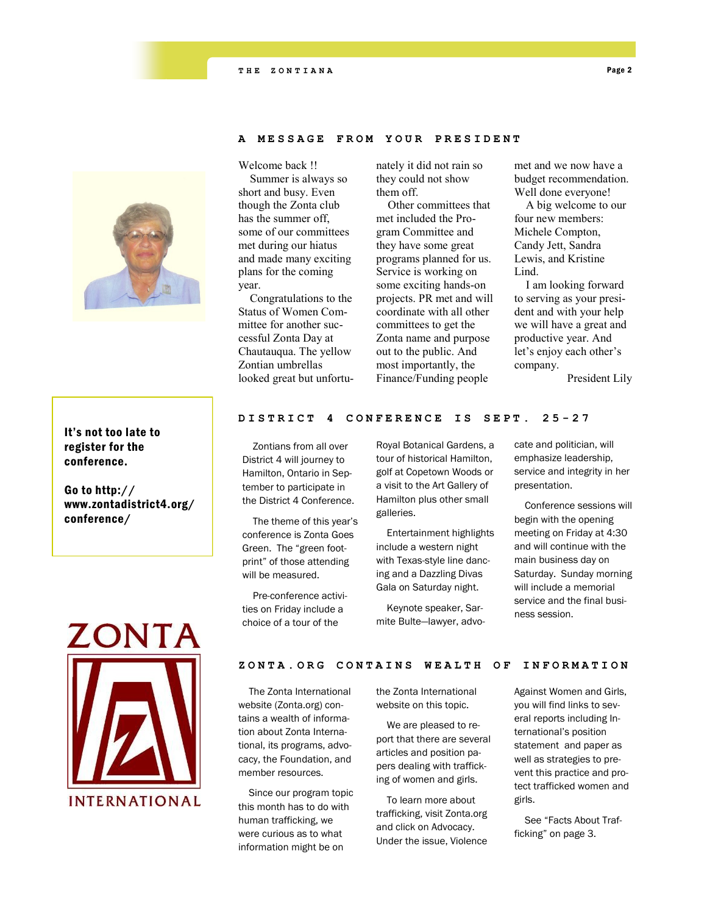## A MESSAGE FROM YOUR PRESIDENT

Welcome back !!

Summer is always so short and busy. Even though the Zonta club has the summer off, some of our committees met during our hiatus and made many exciting plans for the coming year.

Congratulations to the Status of Women Committee for another successful Zonta Day at Chautauqua. The yellow Zontian umbrellas looked great but unfortunately it did not rain so they could not show them off.

Other committees that met included the Program Committee and they have some great programs planned for us. Service is working on some exciting hands-on projects. PR met and will coordinate with all other committees to get the Zonta name and purpose out to the public. And most importantly, the Finance/Funding people met and we now have a budget recommendation. Well done everyone!

A big welcome to our four new members: Michele Compton, Candy Jett, Sandra Lewis, and Kristine Lind.

I am looking forward to serving as your president and with your help we will have a great and productive year. And let's enjoy each other's company.

President Lily

**It's not too late to register for the conference.**

**Go to http://www.zontadistrict4.org/conference/**

## DISTRICT 4 CONFERENCE IS SEPT. 25-27

Zontians from all over District 4 will journey to Hamilton, Ontario in September to participate in the District 4 Conference.

The theme of this year's conference is Zonta Goes Green. The "green footprint" of those attending will be measured.

Pre-conference activities on Friday include a choice of a tour of the Royal Botanical Gardens, a tour of historical Hamilton, golf at Copetown Woods or a visit to the Art Gallery of Hamilton plus other small galleries.

Entertainment highlights include a western night with Texas-style line dancing and a Dazzling Divas Gala on Saturday night.

Keynote speaker, Sarmite Bulte—lawyer, advocate and politician, will emphasize leadership, service and integrity in her presentation.

Conference sessions will begin with the opening meeting on Friday at 4:30 and will continue with the main business day on Saturday. Sunday morning will include a memorial service and the final business session.

ZONTA

INTERNATIONAL

## ZONTA.ORG CONTAINS WEALTH OF INFORMATION

The Zonta International website (Zonta.org) contains a wealth of information about Zonta International, its programs, advocacy, the Foundation, and member resources.

Since our program topic this month has to do with human trafficking, we were curious as to what information might be on the Zonta International website on this topic.

We are pleased to report that there are several articles and position papers dealing with trafficking of women and girls.

To learn more about trafficking, visit Zonta.org and click on Advocacy. Under the issue, Violence Against Women and Girls, you will find links to several reports including International's position statement and paper as well as strategies to prevent this practice and protect trafficked women and girls.

See "Facts About Trafficking" on page 3.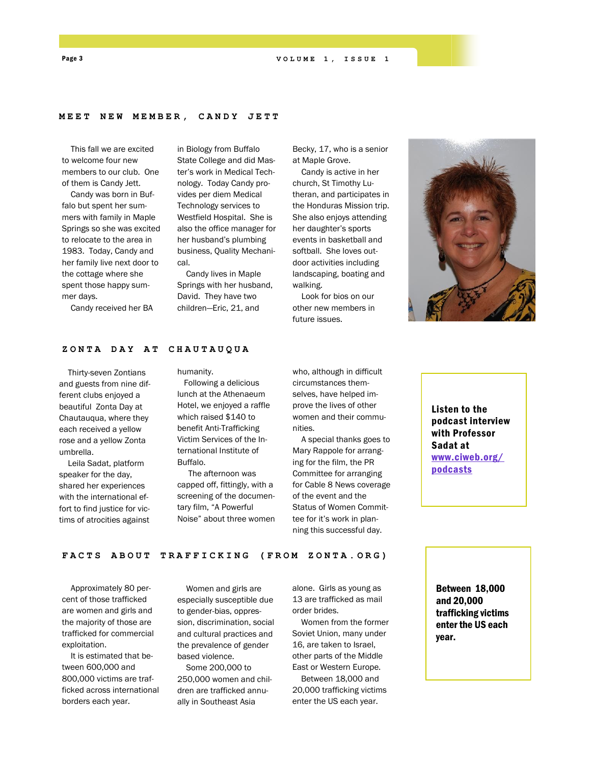## MEET NEW MEMBER, CANDY JETT

This fall we are excited to welcome four new members to our club. One of them is Candy Jett.

Candy was born in Buffalo but spent her summers with family in Maple Springs so she was excited to relocate to the area in 1983. Today, Candy and her family live next door to the cottage where she spent those happy summer days.

Candy received her BA in Biology from Buffalo State College and did Master's work in Medical Technology. Today Candy provides per diem Medical Technology services to Westfield Hospital. She is also the office manager for her husband's plumbing business, Quality Mechanical.

Candy lives in Maple Springs with her husband, David. They have two children—Eric, 21, and Becky, 17, who is a senior at Maple Grove.

Candy is active in her church, St Timothy Lutheran, and participates in the Honduras Mission trip. She also enjoys attending her daughter's sports events in basketball and softball. She loves outdoor activities including landscaping, boating and walking.

Look for bios on our other new members in future issues.

## ZONTA DAY AT CHAUTAUQUA

Thirty-seven Zontians and guests from nine different clubs enjoyed a beautiful Zonta Day at Chautauqua, where they each received a yellow rose and a yellow Zonta umbrella.

Leila Sadat, platform speaker for the day, shared her experiences with the international effort to find justice for victims of atrocities against humanity.

Following a delicious lunch at the Athenaeum Hotel, we enjoyed a raffle which raised $140 to benefit Anti-Trafficking Victim Services of the International Institute of Buffalo.

The afternoon was capped off, fittingly, with a screening of the documentary film, "A Powerful Noise" about three women who, although in difficult circumstances themselves, have helped improve the lives of other women and their communities.

A special thanks goes to Mary Rappole for arranging for the film, the PR Committee for arranging for Cable 8 News coverage of the event and the Status of Women Committee for it's work in planning this successful day.

**Listen to the podcast interview with Professor Sadat at [www.ciweb.org/podcasts](www.ciweb.org/podcasts)**

## FACTS ABOUT TRAFFICKING (FROM ZONTA.ORG)

Approximately 80 percent of those trafficked are women and girls and the majority of those are trafficked for commercial exploitation.

It is estimated that between 600,000 and 800,000 victims are trafficked across international borders each year.

Women and girls are especially susceptible due to gender-bias, oppression, discrimination, social and cultural practices and the prevalence of gender based violence.

Some 200,000 to 250,000 women and children are trafficked annually in Southeast Asia alone. Girls as young as 13 are trafficked as mail order brides.

Women from the former Soviet Union, many under 16, are taken to Israel, other parts of the Middle East or Western Europe.

Between 18,000 and 20,000 trafficking victims enter the US each year.

**Between 18,000 and 20,000 trafficking victims enter the US each year.**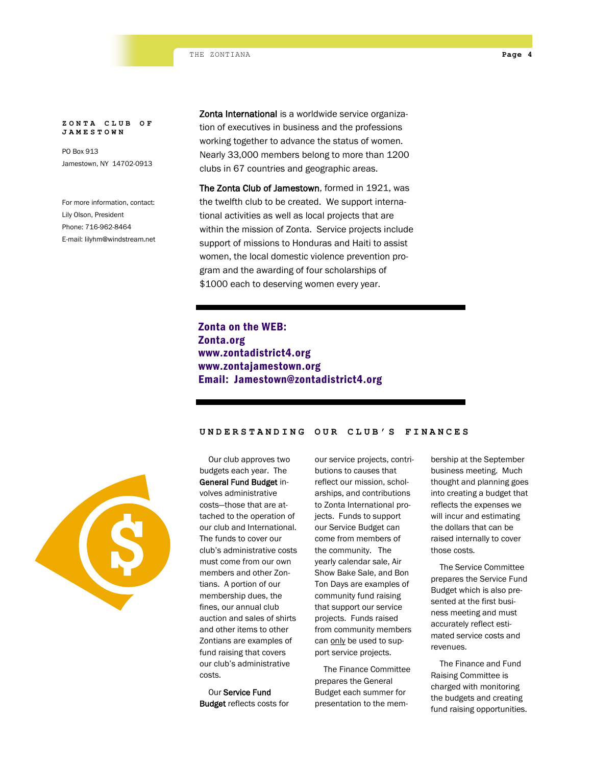**ZONTA CLUB OF JAMESTOWN**

PO Box 913
Jamestown, NY 14702-0913

For more information, contact:
Lily Olson, President
Phone: 716-962-8464
E-mail: lilyhm@windstream.net

**Zonta International** is a worldwide service organization of executives in business and the professions working together to advance the status of women. Nearly 33,000 members belong to more than 1200 clubs in 67 countries and geographic areas.

**The Zonta Club of Jamestown**, formed in 1921, was the twelfth club to be created. We support international activities as well as local projects that are within the mission of Zonta. Service projects include support of missions to Honduras and Haiti to assist women, the local domestic violence prevention program and the awarding of four scholarships of $1000 each to deserving women every year.

---

**Zonta on the WEB:**
**Zonta.org**
**www.zontadistrict4.org**
**www.zontajamestown.org**
**Email: Jamestown@zontadistrict4.org**

---

## UNDERSTANDING OUR CLUB'S FINANCES

Our club approves two budgets each year. The **General Fund Budget** involves administrative costs—those that are attached to the operation of our club and International. The funds to cover our club's administrative costs must come from our own members and other Zontians. A portion of our membership dues, the fines, our annual club auction and sales of shirts and other items to other Zontians are examples of fund raising that covers our club's administrative costs.

Our **Service Fund Budget** reflects costs for our service projects, contributions to causes that reflect our mission, scholarships, and contributions to Zonta International projects. Funds to support our Service Budget can come from members of the community. The yearly calendar sale, Air Show Bake Sale, and Bon Ton Days are examples of community fund raising that support our service projects. Funds raised from community members can only be used to support service projects.

The Finance Committee prepares the General Budget each summer for presentation to the membership at the September business meeting. Much thought and planning goes into creating a budget that reflects the expenses we will incur and estimating the dollars that can be raised internally to cover those costs.

The Service Committee prepares the Service Fund Budget which is also presented at the first business meeting and must accurately reflect estimated service costs and revenues.

The Finance and Fund Raising Committee is charged with monitoring the budgets and creating fund raising opportunities.